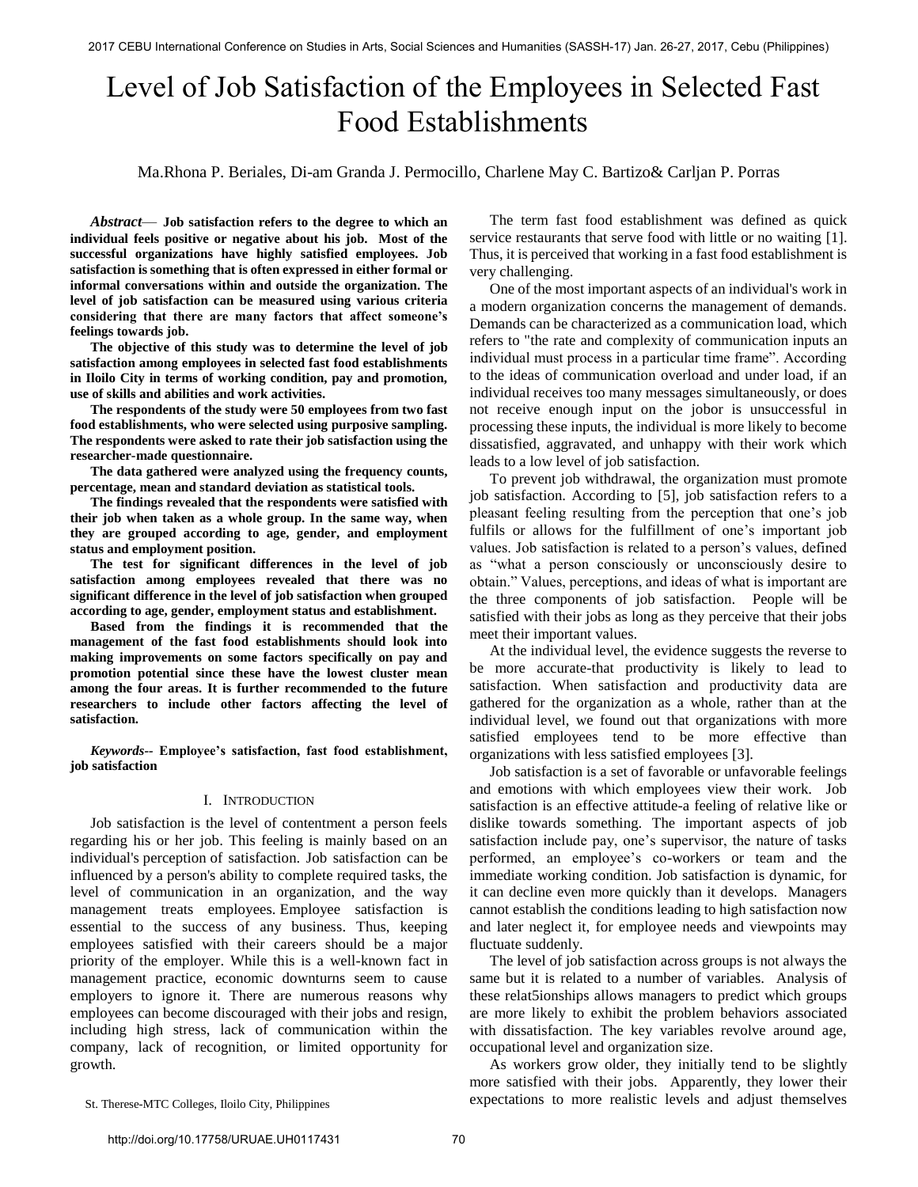# Level of Job Satisfaction of the Employees in Selected Fast Food Establishments

Ma.Rhona P. Beriales, Di-am Granda J. Permocillo, Charlene May C. Bartizo& Carljan P. Porras

***Abstract*— Job satisfaction refers to the degree to which an individual feels positive or negative about his job. Most of the successful organizations have highly satisfied employees. Job satisfaction is something that is often expressed in either formal or informal conversations within and outside the organization. The level of job satisfaction can be measured using various criteria considering that there are many factors that affect someone's feelings towards job.**

**The objective of this study was to determine the level of job satisfaction among employees in selected fast food establishments in Iloilo City in terms of working condition, pay and promotion, use of skills and abilities and work activities.**

**The respondents of the study were 50 employees from two fast food establishments, who were selected using purposive sampling. The respondents were asked to rate their job satisfaction using the researcher-made questionnaire.**

**The data gathered were analyzed using the frequency counts, percentage, mean and standard deviation as statistical tools.**

**The findings revealed that the respondents were satisfied with their job when taken as a whole group. In the same way, when they are grouped according to age, gender, and employment status and employment position.**

**The test for significant differences in the level of job satisfaction among employees revealed that there was no significant difference in the level of job satisfaction when grouped according to age, gender, employment status and establishment.**

**Based from the findings it is recommended that the management of the fast food establishments should look into making improvements on some factors specifically on pay and promotion potential since these have the lowest cluster mean among the four areas. It is further recommended to the future researchers to include other factors affecting the level of satisfaction.**

***Keywords*-- Employee's satisfaction, fast food establishment, job satisfaction**

## I. Introduction

Job satisfaction is the level of contentment a person feels regarding his or her job. This feeling is mainly based on an individual's perception of satisfaction. Job satisfaction can be influenced by a person's ability to complete required tasks, the level of communication in an organization, and the way management treats employees. Employee satisfaction is essential to the success of any business. Thus, keeping employees satisfied with their careers should be a major priority of the employer. While this is a well-known fact in management practice, economic downturns seem to cause employers to ignore it. There are numerous reasons why employees can become discouraged with their jobs and resign, including high stress, lack of communication within the company, lack of recognition, or limited opportunity for growth.

The term fast food establishment was defined as quick service restaurants that serve food with little or no waiting [1]. Thus, it is perceived that working in a fast food establishment is very challenging.

One of the most important aspects of an individual's work in a modern organization concerns the management of demands. Demands can be characterized as a communication load, which refers to "the rate and complexity of communication inputs an individual must process in a particular time frame". According to the ideas of communication overload and under load, if an individual receives too many messages simultaneously, or does not receive enough input on the jobor is unsuccessful in processing these inputs, the individual is more likely to become dissatisfied, aggravated, and unhappy with their work which leads to a low level of job satisfaction.

To prevent job withdrawal, the organization must promote job satisfaction. According to [5], job satisfaction refers to a pleasant feeling resulting from the perception that one's job fulfils or allows for the fulfillment of one's important job values. Job satisfaction is related to a person's values, defined as "what a person consciously or unconsciously desire to obtain." Values, perceptions, and ideas of what is important are the three components of job satisfaction. People will be satisfied with their jobs as long as they perceive that their jobs meet their important values.

At the individual level, the evidence suggests the reverse to be more accurate-that productivity is likely to lead to satisfaction. When satisfaction and productivity data are gathered for the organization as a whole, rather than at the individual level, we found out that organizations with more satisfied employees tend to be more effective than organizations with less satisfied employees [3].

Job satisfaction is a set of favorable or unfavorable feelings and emotions with which employees view their work. Job satisfaction is an effective attitude-a feeling of relative like or dislike towards something. The important aspects of job satisfaction include pay, one's supervisor, the nature of tasks performed, an employee's co-workers or team and the immediate working condition. Job satisfaction is dynamic, for it can decline even more quickly than it develops. Managers cannot establish the conditions leading to high satisfaction now and later neglect it, for employee needs and viewpoints may fluctuate suddenly.

The level of job satisfaction across groups is not always the same but it is related to a number of variables. Analysis of these relat5ionships allows managers to predict which groups are more likely to exhibit the problem behaviors associated with dissatisfaction. The key variables revolve around age, occupational level and organization size.

As workers grow older, they initially tend to be slightly more satisfied with their jobs. Apparently, they lower their expectations to more realistic levels and adjust themselves

St. Therese-MTC Colleges, Iloilo City, Philippines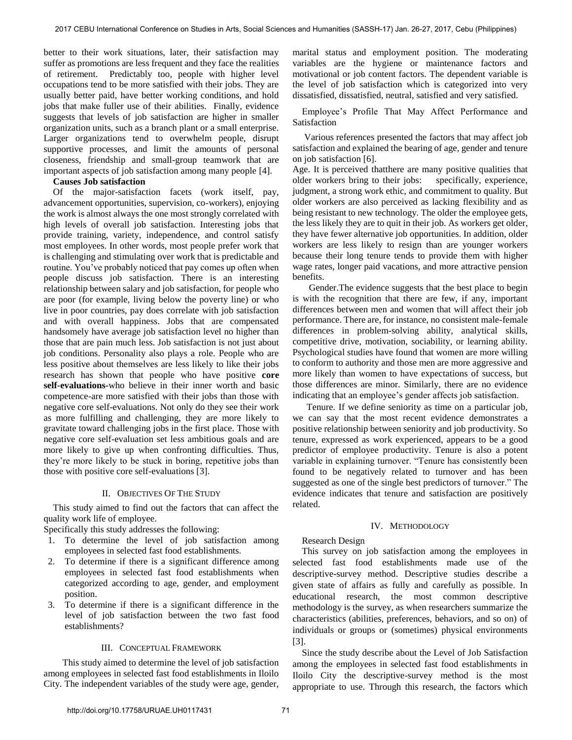better to their work situations, later, their satisfaction may suffer as promotions are less frequent and they face the realities of retirement. Predictably too, people with higher level occupations tend to be more satisfied with their jobs. They are usually better paid, have better working conditions, and hold jobs that make fuller use of their abilities. Finally, evidence suggests that levels of job satisfaction are higher in smaller organization units, such as a branch plant or a small enterprise. Larger organizations tend to overwhelm people, disrupt supportive processes, and limit the amounts of personal closeness, friendship and small-group teamwork that are important aspects of job satisfaction among many people [4].

**Causes Job satisfaction**

Of the major-satisfaction facets (work itself, pay, advancement opportunities, supervision, co-workers), enjoying the work is almost always the one most strongly correlated with high levels of overall job satisfaction. Interesting jobs that provide training, variety, independence, and control satisfy most employees. In other words, most people prefer work that is challenging and stimulating over work that is predictable and routine. You've probably noticed that pay comes up often when people discuss job satisfaction. There is an interesting relationship between salary and job satisfaction, for people who are poor (for example, living below the poverty line) or who live in poor countries, pay does correlate with job satisfaction and with overall happiness. Jobs that are compensated handsomely have average job satisfaction level no higher than those that are pain much less. Job satisfaction is not just about job conditions. Personality also plays a role. People who are less positive about themselves are less likely to like their jobs research has shown that people who have positive **core self-evaluations**-who believe in their inner worth and basic competence-are more satisfied with their jobs than those with negative core self-evaluations. Not only do they see their work as more fulfilling and challenging, they are more likely to gravitate toward challenging jobs in the first place. Those with negative core self-evaluation set less ambitious goals and are more likely to give up when confronting difficulties. Thus, they're more likely to be stuck in boring, repetitive jobs than those with positive core self-evaluations [3].

## II. Objectives Of The Study

This study aimed to find out the factors that can affect the quality work life of employee.

Specifically this study addresses the following:

1. To determine the level of job satisfaction among employees in selected fast food establishments.
2. To determine if there is a significant difference among employees in selected fast food establishments when categorized according to age, gender, and employment position.
3. To determine if there is a significant difference in the level of job satisfaction between the two fast food establishments?

## III. Conceptual Framework

This study aimed to determine the level of job satisfaction among employees in selected fast food establishments in Iloilo City. The independent variables of the study were age, gender, marital status and employment position. The moderating variables are the hygiene or maintenance factors and motivational or job content factors. The dependent variable is the level of job satisfaction which is categorized into very dissatisfied, dissatisfied, neutral, satisfied and very satisfied.

Employee's Profile That May Affect Performance and Satisfaction

Various references presented the factors that may affect job satisfaction and explained the bearing of age, gender and tenure on job satisfaction [6].

Age. It is perceived thatthere are many positive qualities that older workers bring to their jobs: specifically, experience, judgment, a strong work ethic, and commitment to quality. But older workers are also perceived as lacking flexibility and as being resistant to new technology. The older the employee gets, the less likely they are to quit in their job. As workers get older, they have fewer alternative job opportunities. In addition, older workers are less likely to resign than are younger workers because their long tenure tends to provide them with higher wage rates, longer paid vacations, and more attractive pension benefits.

Gender.The evidence suggests that the best place to begin is with the recognition that there are few, if any, important differences between men and women that will affect their job performance. There are, for instance, no consistent male-female differences in problem-solving ability, analytical skills, competitive drive, motivation, sociability, or learning ability. Psychological studies have found that women are more willing to conform to authority and those men are more aggressive and more likely than women to have expectations of success, but those differences are minor. Similarly, there are no evidence indicating that an employee's gender affects job satisfaction.

Tenure. If we define seniority as time on a particular job, we can say that the most recent evidence demonstrates a positive relationship between seniority and job productivity. So tenure, expressed as work experienced, appears to be a good predictor of employee productivity. Tenure is also a potent variable in explaining turnover. "Tenure has consistently been found to be negatively related to turnover and has been suggested as one of the single best predictors of turnover." The evidence indicates that tenure and satisfaction are positively related.

## IV. Methodology

Research Design

This survey on job satisfaction among the employees in selected fast food establishments made use of the descriptive-survey method. Descriptive studies describe a given state of affairs as fully and carefully as possible. In educational research, the most common descriptive methodology is the survey, as when researchers summarize the characteristics (abilities, preferences, behaviors, and so on) of individuals or groups or (sometimes) physical environments [3].

Since the study describe about the Level of Job Satisfaction among the employees in selected fast food establishments in Iloilo City the descriptive-survey method is the most appropriate to use. Through this research, the factors which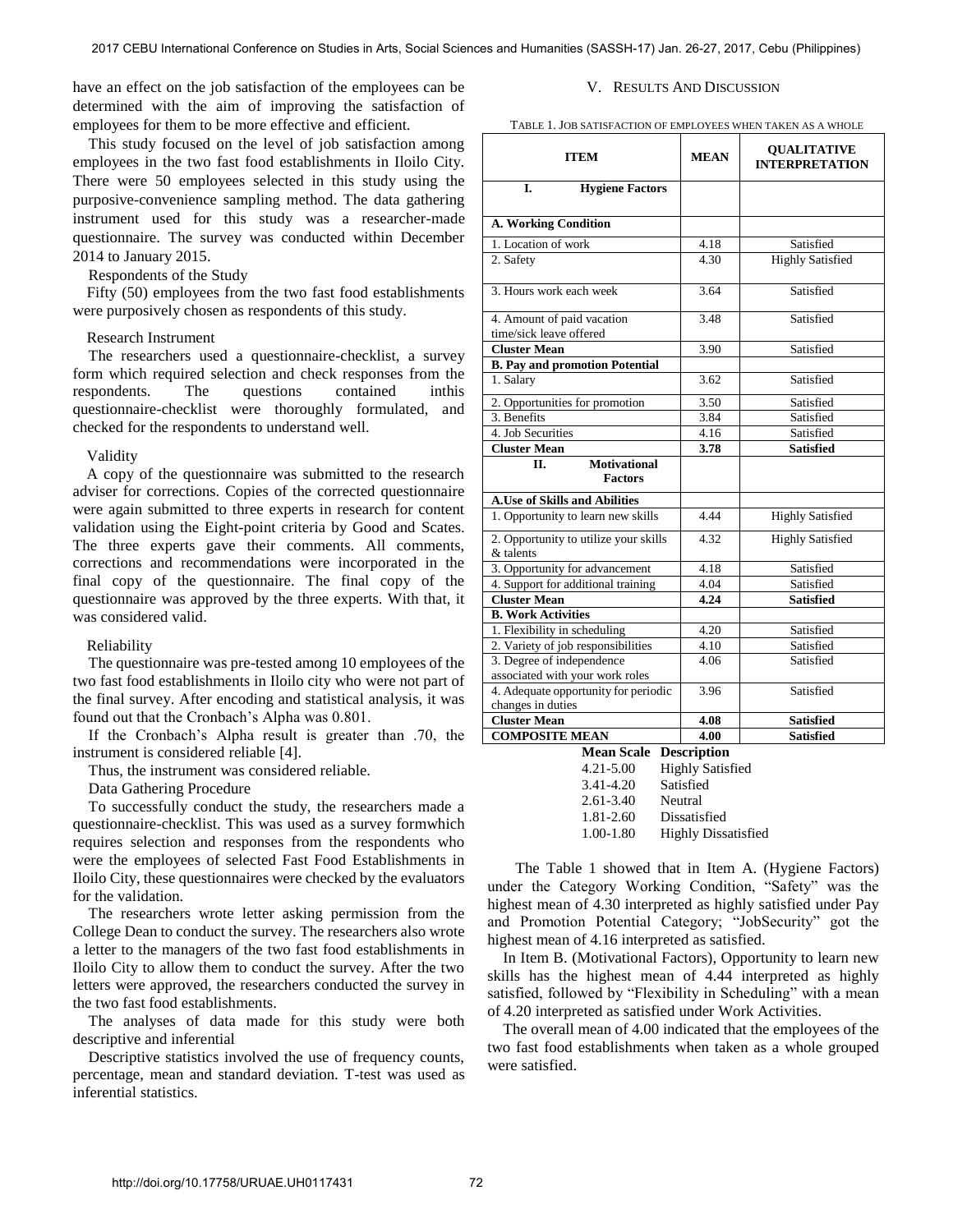have an effect on the job satisfaction of the employees can be determined with the aim of improving the satisfaction of employees for them to be more effective and efficient.

This study focused on the level of job satisfaction among employees in the two fast food establishments in Iloilo City. There were 50 employees selected in this study using the purposive-convenience sampling method. The data gathering instrument used for this study was a researcher-made questionnaire. The survey was conducted within December 2014 to January 2015.

Respondents of the Study

Fifty (50) employees from the two fast food establishments were purposively chosen as respondents of this study.

Research Instrument

The researchers used a questionnaire-checklist, a survey form which required selection and check responses from the respondents. The questions contained inthis questionnaire-checklist were thoroughly formulated, and checked for the respondents to understand well.

Validity

A copy of the questionnaire was submitted to the research adviser for corrections. Copies of the corrected questionnaire were again submitted to three experts in research for content validation using the Eight-point criteria by Good and Scates. The three experts gave their comments. All comments, corrections and recommendations were incorporated in the final copy of the questionnaire. The final copy of the questionnaire was approved by the three experts. With that, it was considered valid.

Reliability

The questionnaire was pre-tested among 10 employees of the two fast food establishments in Iloilo city who were not part of the final survey. After encoding and statistical analysis, it was found out that the Cronbach's Alpha was 0.801.

If the Cronbach's Alpha result is greater than .70, the instrument is considered reliable [4].

Thus, the instrument was considered reliable.

Data Gathering Procedure

To successfully conduct the study, the researchers made a questionnaire-checklist. This was used as a survey formwhich requires selection and responses from the respondents who were the employees of selected Fast Food Establishments in Iloilo City, these questionnaires were checked by the evaluators for the validation.

The researchers wrote letter asking permission from the College Dean to conduct the survey. The researchers also wrote a letter to the managers of the two fast food establishments in Iloilo City to allow them to conduct the survey. After the two letters were approved, the researchers conducted the survey in the two fast food establishments.

The analyses of data made for this study were both descriptive and inferential

Descriptive statistics involved the use of frequency counts, percentage, mean and standard deviation. T-test was used as inferential statistics.

## V. Results And Discussion

TABLE 1. JOB SATISFACTION OF EMPLOYEES WHEN TAKEN AS A WHOLE

| ITEM | MEAN | QUALITATIVE INTERPRETATION |
|---|---|---|
| **I. Hygiene Factors** | | |
| **A. Working Condition** | | |
| 1. Location of work | 4.18 | Satisfied |
| 2. Safety | 4.30 | Highly Satisfied |
| 3. Hours work each week | 3.64 | Satisfied |
| 4. Amount of paid vacation time/sick leave offered | 3.48 | Satisfied |
| **Cluster Mean** | 3.90 | Satisfied |
| **B. Pay and promotion Potential** | | |
| 1. Salary | 3.62 | Satisfied |
| 2. Opportunities for promotion | 3.50 | Satisfied |
| 3. Benefits | 3.84 | Satisfied |
| 4. Job Securities | 4.16 | Satisfied |
| **Cluster Mean** | **3.78** | **Satisfied** |
| **II. Motivational Factors** | | |
| **A.Use of Skills and Abilities** | | |
| 1. Opportunity to learn new skills | 4.44 | Highly Satisfied |
| 2. Opportunity to utilize your skills & talents | 4.32 | Highly Satisfied |
| 3. Opportunity for advancement | 4.18 | Satisfied |
| 4. Support for additional training | 4.04 | Satisfied |
| **Cluster Mean** | **4.24** | **Satisfied** |
| **B. Work Activities** | | |
| 1. Flexibility in scheduling | 4.20 | Satisfied |
| 2. Variety of job responsibilities | 4.10 | Satisfied |
| 3. Degree of independence associated with your work roles | 4.06 | Satisfied |
| 4. Adequate opportunity for periodic changes in duties | 3.96 | Satisfied |
| **Cluster Mean** | **4.08** | **Satisfied** |
| **COMPOSITE MEAN** | **4.00** | **Satisfied** |

| Mean Scale | Description |
|---|---|
| 4.21-5.00 | Highly Satisfied |
| 3.41-4.20 | Satisfied |
| 2.61-3.40 | Neutral |
| 1.81-2.60 | Dissatisfied |
| 1.00-1.80 | Highly Dissatisfied |

The Table 1 showed that in Item A. (Hygiene Factors) under the Category Working Condition, "Safety" was the highest mean of 4.30 interpreted as highly satisfied under Pay and Promotion Potential Category; "JobSecurity" got the highest mean of 4.16 interpreted as satisfied.

In Item B. (Motivational Factors), Opportunity to learn new skills has the highest mean of 4.44 interpreted as highly satisfied, followed by "Flexibility in Scheduling" with a mean of 4.20 interpreted as satisfied under Work Activities.

The overall mean of 4.00 indicated that the employees of the two fast food establishments when taken as a whole grouped were satisfied.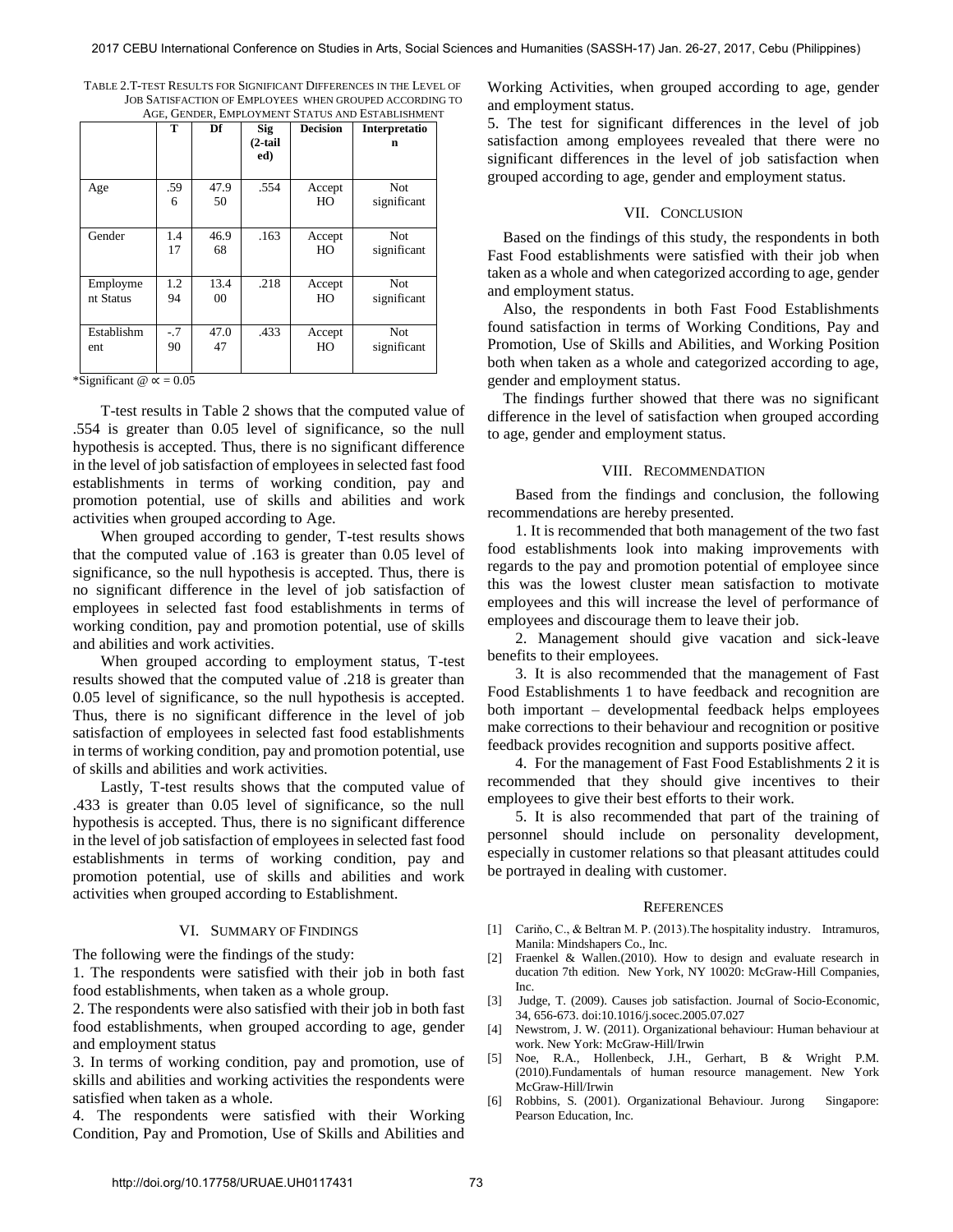TABLE 2. T-TEST RESULTS FOR SIGNIFICANT DIFFERENCES IN THE LEVEL OF JOB SATISFACTION OF EMPLOYEES WHEN GROUPED ACCORDING TO AGE, GENDER, EMPLOYMENT STATUS AND ESTABLISHMENT

| | T | Df | Sig (2-tailed) | Decision | Interpretation |
|---|---|---|---|---|---|
| Age | .596 | 47.950 | .554 | Accept HO | Not significant |
| Gender | 1.417 | 46.968 | .163 | Accept HO | Not significant |
| Employment Status | 1.294 | 13.400 | .218 | Accept HO | Not significant |
| Establishment | -.790 | 47.047 | .433 | Accept HO | Not significant |

*Significant @ ∝ = 0.05

T-test results in Table 2 shows that the computed value of .554 is greater than 0.05 level of significance, so the null hypothesis is accepted. Thus, there is no significant difference in the level of job satisfaction of employees in selected fast food establishments in terms of working condition, pay and promotion potential, use of skills and abilities and work activities when grouped according to Age.

When grouped according to gender, T-test results shows that the computed value of .163 is greater than 0.05 level of significance, so the null hypothesis is accepted. Thus, there is no significant difference in the level of job satisfaction of employees in selected fast food establishments in terms of working condition, pay and promotion potential, use of skills and abilities and work activities.

When grouped according to employment status, T-test results showed that the computed value of .218 is greater than 0.05 level of significance, so the null hypothesis is accepted. Thus, there is no significant difference in the level of job satisfaction of employees in selected fast food establishments in terms of working condition, pay and promotion potential, use of skills and abilities and work activities.

Lastly, T-test results shows that the computed value of .433 is greater than 0.05 level of significance, so the null hypothesis is accepted. Thus, there is no significant difference in the level of job satisfaction of employees in selected fast food establishments in terms of working condition, pay and promotion potential, use of skills and abilities and work activities when grouped according to Establishment.

## VI. Summary of Findings

The following were the findings of the study:

1. The respondents were satisfied with their job in both fast food establishments, when taken as a whole group.
2. The respondents were also satisfied with their job in both fast food establishments, when grouped according to age, gender and employment status
3. In terms of working condition, pay and promotion, use of skills and abilities and working activities the respondents were satisfied when taken as a whole.
4. The respondents were satisfied with their Working Condition, Pay and Promotion, Use of Skills and Abilities and Working Activities, when grouped according to age, gender and employment status.
5. The test for significant differences in the level of job satisfaction among employees revealed that there were no significant differences in the level of job satisfaction when grouped according to age, gender and employment status.

## VII. Conclusion

Based on the findings of this study, the respondents in both Fast Food establishments were satisfied with their job when taken as a whole and when categorized according to age, gender and employment status.

Also, the respondents in both Fast Food Establishments found satisfaction in terms of Working Conditions, Pay and Promotion, Use of Skills and Abilities, and Working Position both when taken as a whole and categorized according to age, gender and employment status.

The findings further showed that there was no significant difference in the level of satisfaction when grouped according to age, gender and employment status.

## VIII. Recommendation

Based from the findings and conclusion, the following recommendations are hereby presented.

1. It is recommended that both management of the two fast food establishments look into making improvements with regards to the pay and promotion potential of employee since this was the lowest cluster mean satisfaction to motivate employees and this will increase the level of performance of employees and discourage them to leave their job.

2. Management should give vacation and sick-leave benefits to their employees.

3. It is also recommended that the management of Fast Food Establishments 1 to have feedback and recognition are both important – developmental feedback helps employees make corrections to their behaviour and recognition or positive feedback provides recognition and supports positive affect.

4. For the management of Fast Food Establishments 2 it is recommended that they should give incentives to their employees to give their best efforts to their work.

5. It is also recommended that part of the training of personnel should include on personality development, especially in customer relations so that pleasant attitudes could be portrayed in dealing with customer.

## References

[1] Cariňo, C., & Beltran M. P. (2013).The hospitality industry. Intramuros, Manila: Mindshapers Co., Inc.

[2] Fraenkel & Wallen.(2010). How to design and evaluate research in ducation 7th edition. New York, NY 10020: McGraw-Hill Companies, Inc.

[3] Judge, T. (2009). Causes job satisfaction. Journal of Socio-Economic, 34, 656-673. doi:10.1016/j.socec.2005.07.027

[4] Newstrom, J. W. (2011). Organizational behaviour: Human behaviour at work. New York: McGraw-Hill/Irwin

[5] Noe, R.A., Hollenbeck, J.H., Gerhart, B & Wright P.M. (2010).Fundamentals of human resource management. New York McGraw-Hill/Irwin

[6] Robbins, S. (2001). Organizational Behaviour. Jurong Singapore: Pearson Education, Inc.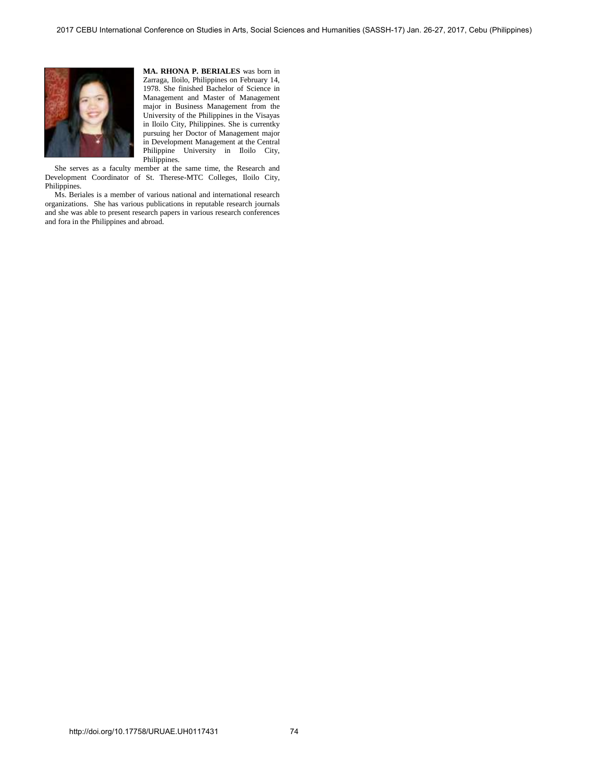**MA. RHONA P. BERIALES** was born in Zarraga, Iloilo, Philippines on February 14, 1978. She finished Bachelor of Science in Management and Master of Management major in Business Management from the University of the Philippines in the Visayas in Iloilo City, Philippines. She is currentky pursuing her Doctor of Management major in Development Management at the Central Philippine University in Iloilo City, Philippines.

She serves as a faculty member at the same time, the Research and Development Coordinator of St. Therese-MTC Colleges, Iloilo City, Philippines.

Ms. Beriales is a member of various national and international research organizations. She has various publications in reputable research journals and she was able to present research papers in various research conferences and fora in the Philippines and abroad.